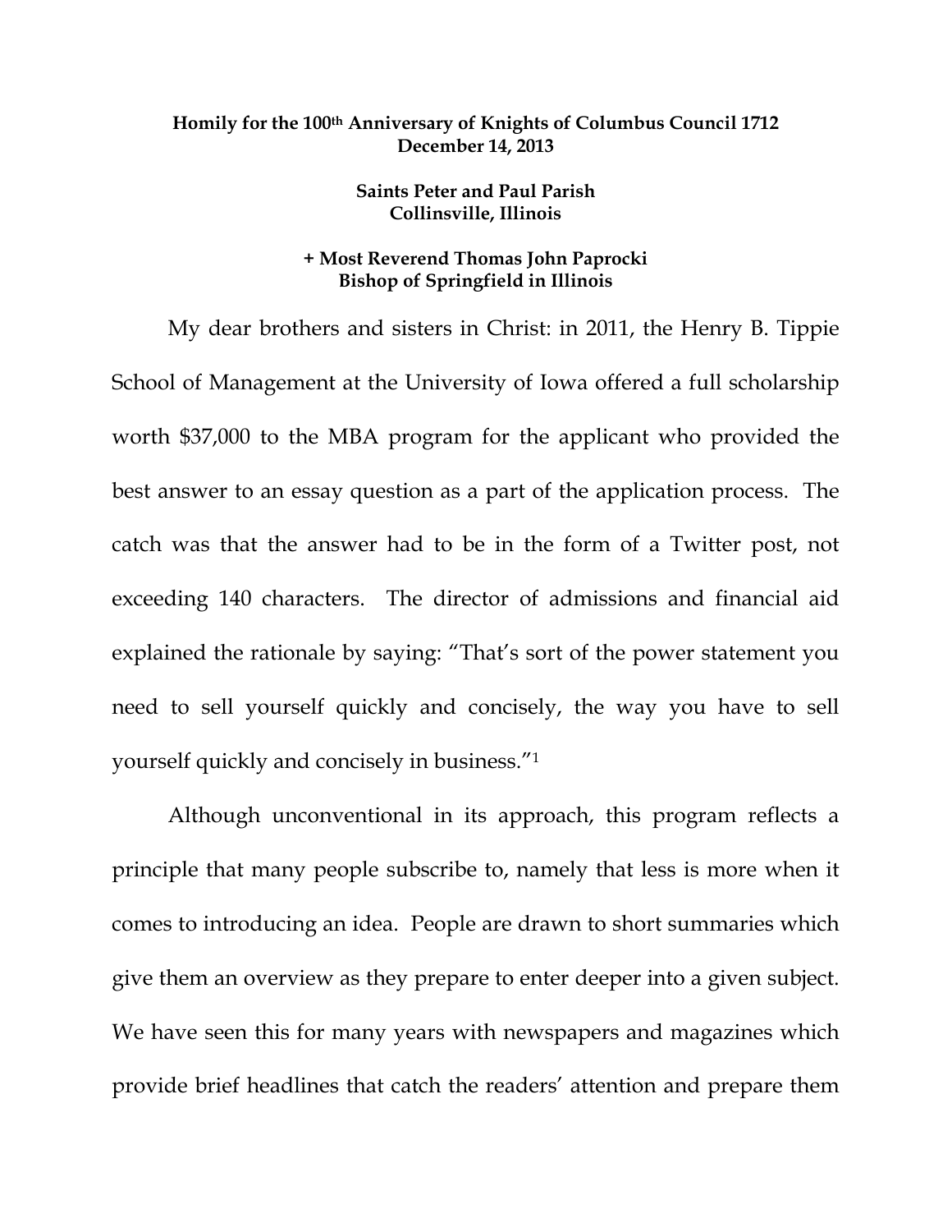**Homily for the 100th Anniversary of Knights of Columbus Council 1712**
**December 14, 2013**

**Saints Peter and Paul Parish**
**Collinsville, Illinois**

**+ Most Reverend Thomas John Paprocki**
**Bishop of Springfield in Illinois**

My dear brothers and sisters in Christ: in 2011, the Henry B. Tippie School of Management at the University of Iowa offered a full scholarship worth $37,000 to the MBA program for the applicant who provided the best answer to an essay question as a part of the application process. The catch was that the answer had to be in the form of a Twitter post, not exceeding 140 characters. The director of admissions and financial aid explained the rationale by saying: "That's sort of the power statement you need to sell yourself quickly and concisely, the way you have to sell yourself quickly and concisely in business."[1]

Although unconventional in its approach, this program reflects a principle that many people subscribe to, namely that less is more when it comes to introducing an idea. People are drawn to short summaries which give them an overview as they prepare to enter deeper into a given subject. We have seen this for many years with newspapers and magazines which provide brief headlines that catch the readers' attention and prepare them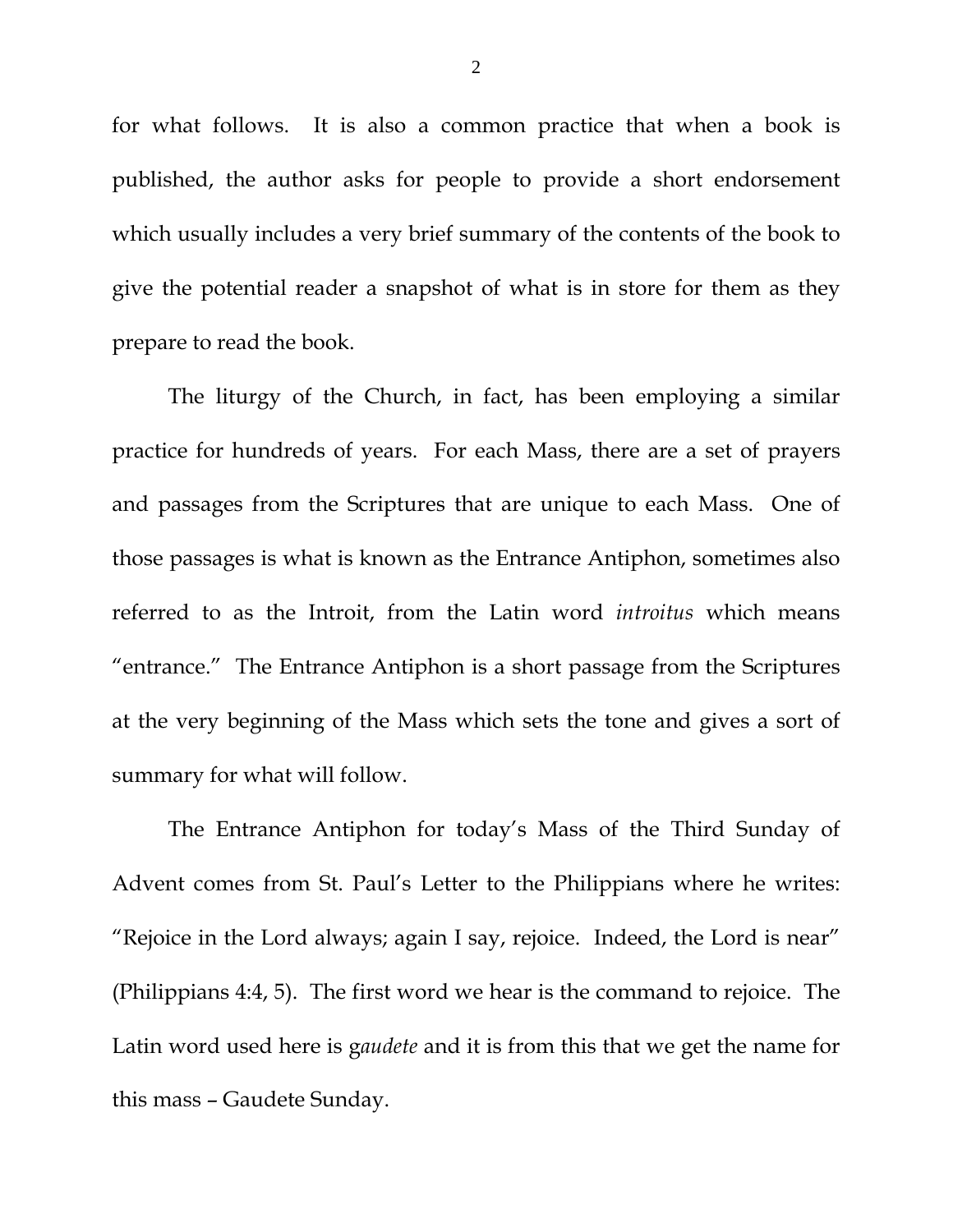for what follows. It is also a common practice that when a book is published, the author asks for people to provide a short endorsement which usually includes a very brief summary of the contents of the book to give the potential reader a snapshot of what is in store for them as they prepare to read the book.

The liturgy of the Church, in fact, has been employing a similar practice for hundreds of years. For each Mass, there are a set of prayers and passages from the Scriptures that are unique to each Mass. One of those passages is what is known as the Entrance Antiphon, sometimes also referred to as the Introit, from the Latin word *introitus* which means "entrance." The Entrance Antiphon is a short passage from the Scriptures at the very beginning of the Mass which sets the tone and gives a sort of summary for what will follow.

The Entrance Antiphon for today's Mass of the Third Sunday of Advent comes from St. Paul's Letter to the Philippians where he writes: "Rejoice in the Lord always; again I say, rejoice. Indeed, the Lord is near" (Philippians 4:4, 5). The first word we hear is the command to rejoice. The Latin word used here is g*audete* and it is from this that we get the name for this mass – Gaudete Sunday.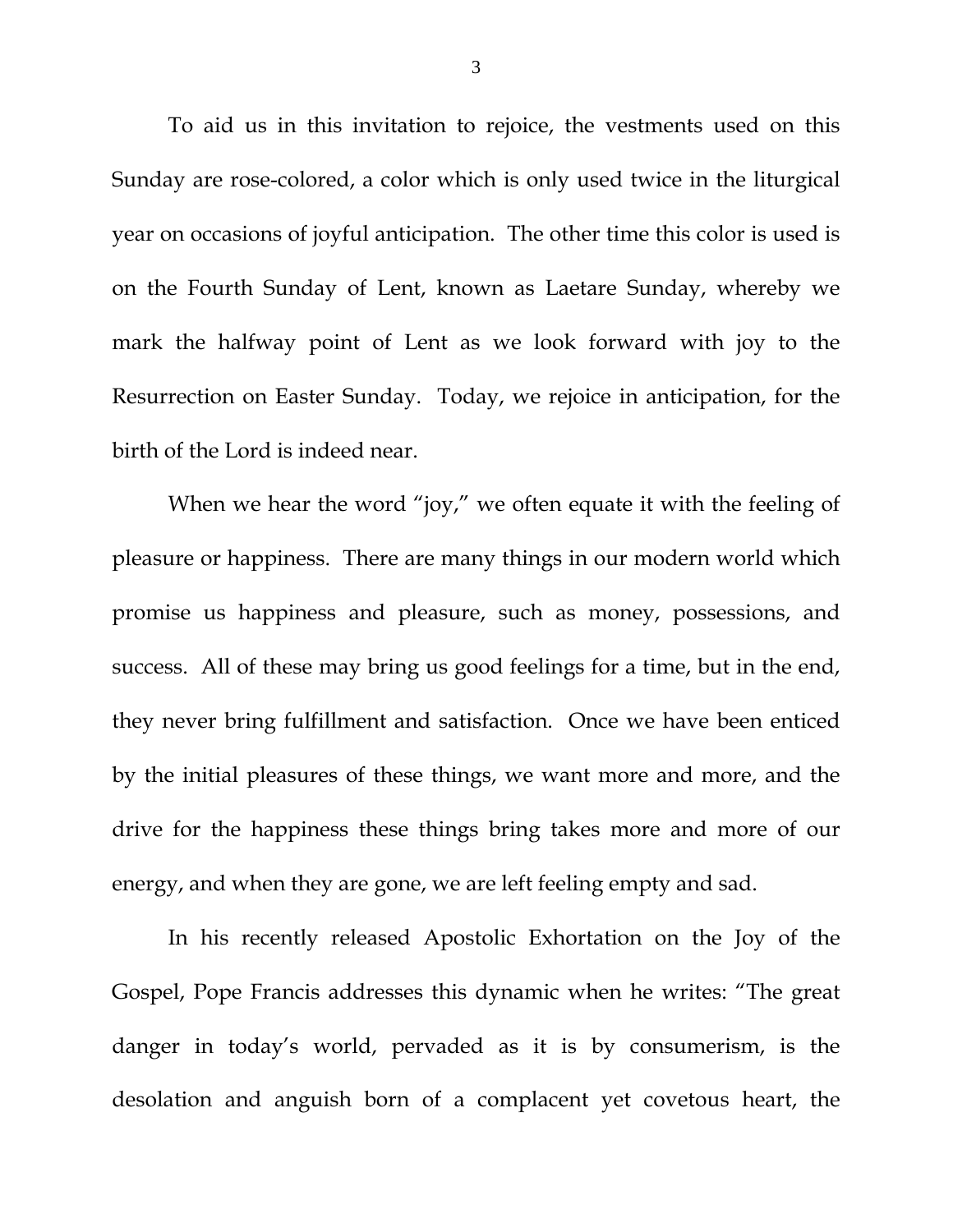To aid us in this invitation to rejoice, the vestments used on this Sunday are rose-colored, a color which is only used twice in the liturgical year on occasions of joyful anticipation. The other time this color is used is on the Fourth Sunday of Lent, known as Laetare Sunday, whereby we mark the halfway point of Lent as we look forward with joy to the Resurrection on Easter Sunday. Today, we rejoice in anticipation, for the birth of the Lord is indeed near.

When we hear the word "joy," we often equate it with the feeling of pleasure or happiness. There are many things in our modern world which promise us happiness and pleasure, such as money, possessions, and success. All of these may bring us good feelings for a time, but in the end, they never bring fulfillment and satisfaction. Once we have been enticed by the initial pleasures of these things, we want more and more, and the drive for the happiness these things bring takes more and more of our energy, and when they are gone, we are left feeling empty and sad.

In his recently released Apostolic Exhortation on the Joy of the Gospel, Pope Francis addresses this dynamic when he writes: "The great danger in today's world, pervaded as it is by consumerism, is the desolation and anguish born of a complacent yet covetous heart, the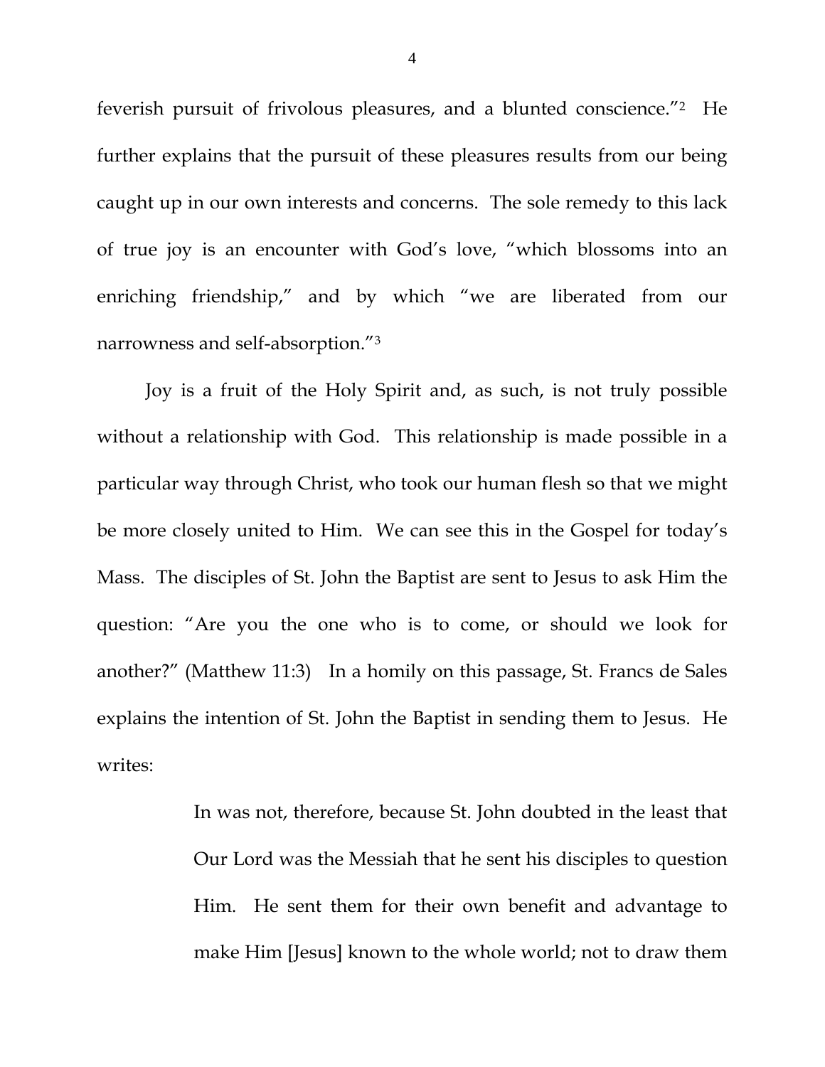feverish pursuit of frivolous pleasures, and a blunted conscience."[2] He further explains that the pursuit of these pleasures results from our being caught up in our own interests and concerns. The sole remedy to this lack of true joy is an encounter with God's love, "which blossoms into an enriching friendship," and by which "we are liberated from our narrowness and self-absorption."[3]

Joy is a fruit of the Holy Spirit and, as such, is not truly possible without a relationship with God. This relationship is made possible in a particular way through Christ, who took our human flesh so that we might be more closely united to Him. We can see this in the Gospel for today's Mass. The disciples of St. John the Baptist are sent to Jesus to ask Him the question: "Are you the one who is to come, or should we look for another?" (Matthew 11:3) In a homily on this passage, St. Francs de Sales explains the intention of St. John the Baptist in sending them to Jesus. He writes:

> In was not, therefore, because St. John doubted in the least that Our Lord was the Messiah that he sent his disciples to question Him. He sent them for their own benefit and advantage to make Him [Jesus] known to the whole world; not to draw them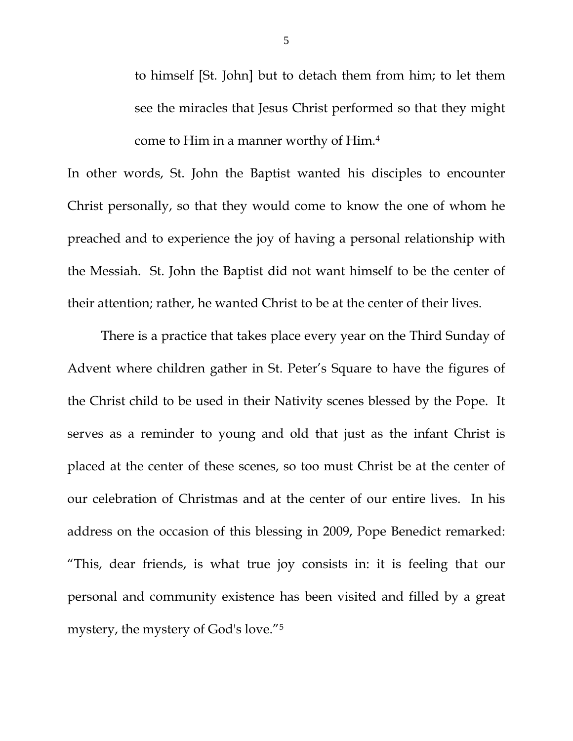> to himself [St. John] but to detach them from him; to let them see the miracles that Jesus Christ performed so that they might come to Him in a manner worthy of Him.[4]

In other words, St. John the Baptist wanted his disciples to encounter Christ personally, so that they would come to know the one of whom he preached and to experience the joy of having a personal relationship with the Messiah. St. John the Baptist did not want himself to be the center of their attention; rather, he wanted Christ to be at the center of their lives.

There is a practice that takes place every year on the Third Sunday of Advent where children gather in St. Peter's Square to have the figures of the Christ child to be used in their Nativity scenes blessed by the Pope. It serves as a reminder to young and old that just as the infant Christ is placed at the center of these scenes, so too must Christ be at the center of our celebration of Christmas and at the center of our entire lives. In his address on the occasion of this blessing in 2009, Pope Benedict remarked: "This, dear friends, is what true joy consists in: it is feeling that our personal and community existence has been visited and filled by a great mystery, the mystery of God's love."[5]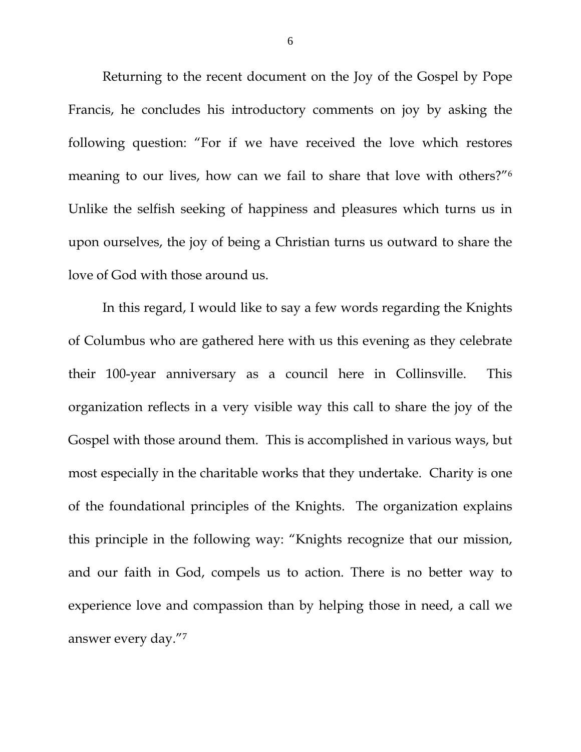Returning to the recent document on the Joy of the Gospel by Pope Francis, he concludes his introductory comments on joy by asking the following question: "For if we have received the love which restores meaning to our lives, how can we fail to share that love with others?"[6] Unlike the selfish seeking of happiness and pleasures which turns us in upon ourselves, the joy of being a Christian turns us outward to share the love of God with those around us.

In this regard, I would like to say a few words regarding the Knights of Columbus who are gathered here with us this evening as they celebrate their 100-year anniversary as a council here in Collinsville. This organization reflects in a very visible way this call to share the joy of the Gospel with those around them. This is accomplished in various ways, but most especially in the charitable works that they undertake. Charity is one of the foundational principles of the Knights. The organization explains this principle in the following way: "Knights recognize that our mission, and our faith in God, compels us to action. There is no better way to experience love and compassion than by helping those in need, a call we answer every day."[7]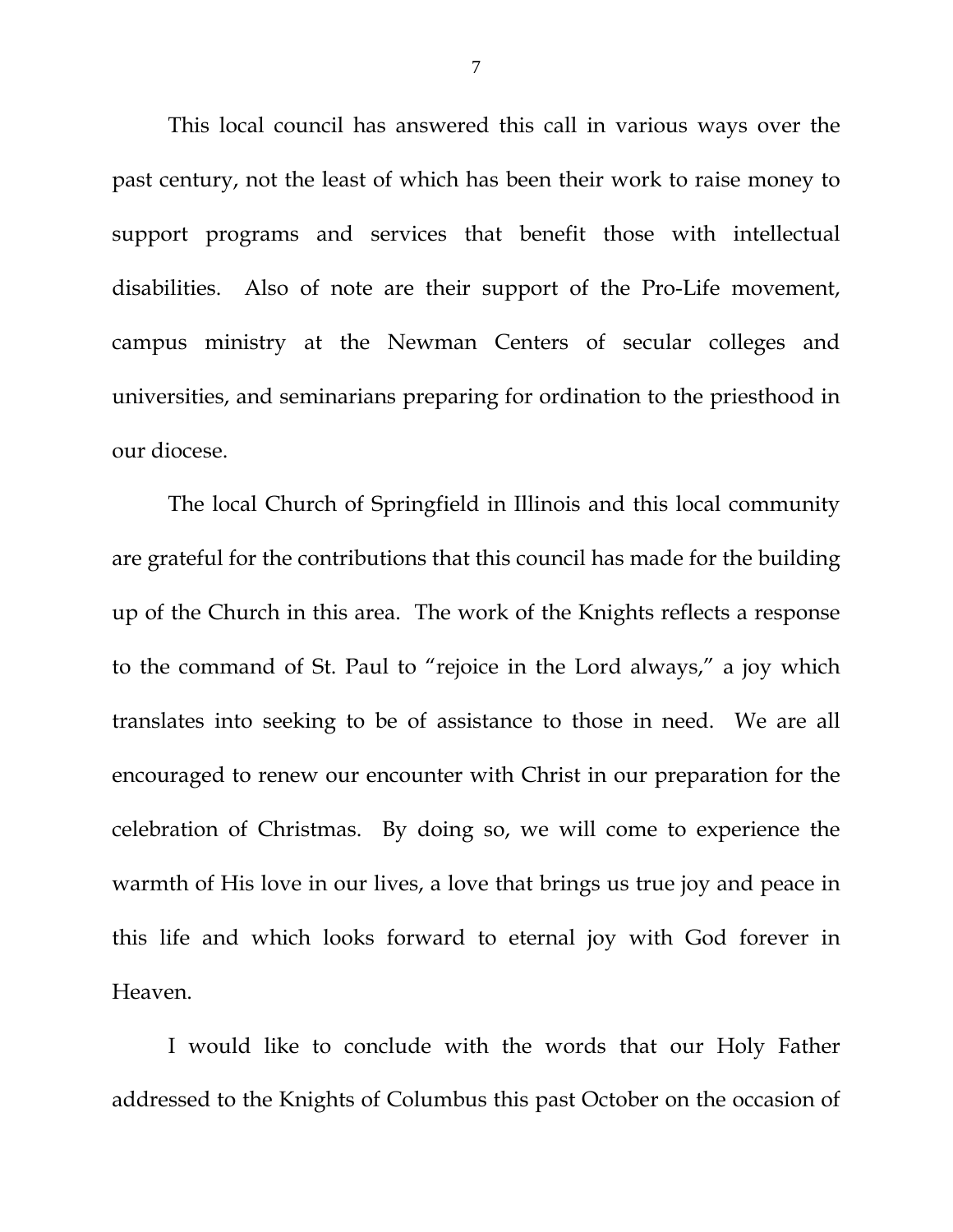This local council has answered this call in various ways over the past century, not the least of which has been their work to raise money to support programs and services that benefit those with intellectual disabilities. Also of note are their support of the Pro-Life movement, campus ministry at the Newman Centers of secular colleges and universities, and seminarians preparing for ordination to the priesthood in our diocese.

The local Church of Springfield in Illinois and this local community are grateful for the contributions that this council has made for the building up of the Church in this area. The work of the Knights reflects a response to the command of St. Paul to "rejoice in the Lord always," a joy which translates into seeking to be of assistance to those in need. We are all encouraged to renew our encounter with Christ in our preparation for the celebration of Christmas. By doing so, we will come to experience the warmth of His love in our lives, a love that brings us true joy and peace in this life and which looks forward to eternal joy with God forever in Heaven.

I would like to conclude with the words that our Holy Father addressed to the Knights of Columbus this past October on the occasion of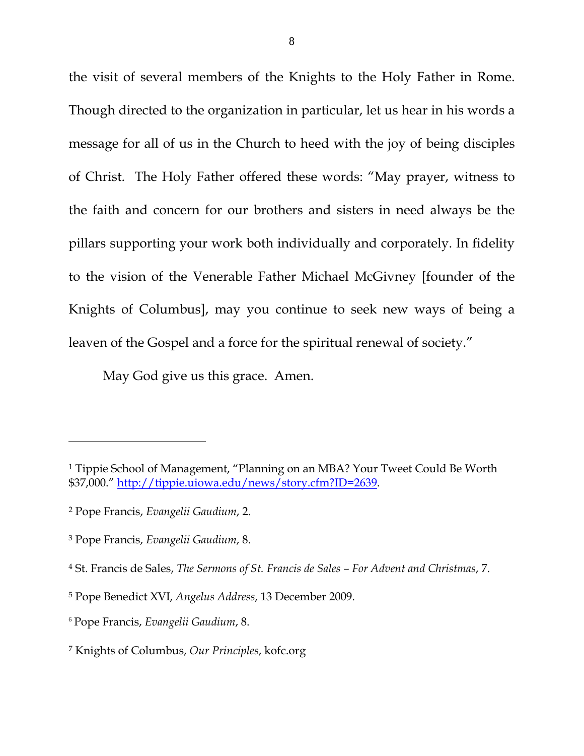the visit of several members of the Knights to the Holy Father in Rome. Though directed to the organization in particular, let us hear in his words a message for all of us in the Church to heed with the joy of being disciples of Christ. The Holy Father offered these words: "May prayer, witness to the faith and concern for our brothers and sisters in need always be the pillars supporting your work both individually and corporately. In fidelity to the vision of the Venerable Father Michael McGivney [founder of the Knights of Columbus], may you continue to seek new ways of being a leaven of the Gospel and a force for the spiritual renewal of society."

May God give us this grace. Amen.

---

[1] Tippie School of Management, "Planning on an MBA? Your Tweet Could Be Worth $37,000." http://tippie.uiowa.edu/news/story.cfm?ID=2639.

[2] Pope Francis, *Evangelii Gaudium*, 2.

[3] Pope Francis, *Evangelii Gaudium*, 8.

[4] St. Francis de Sales, *The Sermons of St. Francis de Sales – For Advent and Christmas*, 7.

[5] Pope Benedict XVI, *Angelus Address*, 13 December 2009.

[6] Pope Francis, *Evangelii Gaudium*, 8.

[7] Knights of Columbus, *Our Principles*, kofc.org